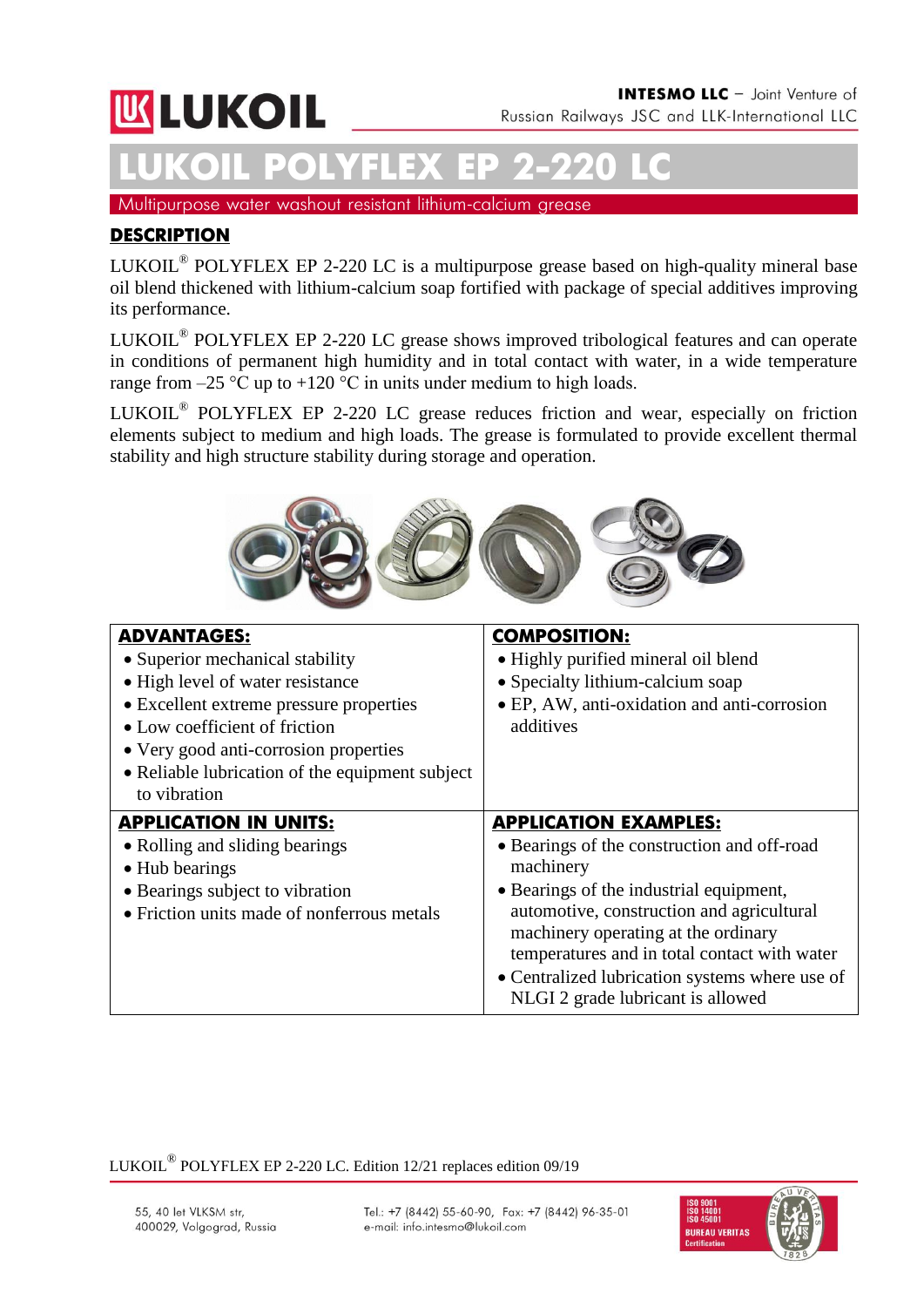INTESMO LLC – Joint Venture of Russian Railways JSC and LLK-International LLC

# LUKOIL POLYFLEX EP 2-220 LC

Multipurpose water washout resistant lithium-calcium grease

## DESCRIPTION

LUKOIL® POLYFLEX EP 2-220 LC is a multipurpose grease based on high-quality mineral base oil blend thickened with lithium-calcium soap fortified with package of special additives improving its performance.

LUKOIL® POLYFLEX EP 2-220 LC grease shows improved tribological features and can operate in conditions of permanent high humidity and in total contact with water, in a wide temperature range from –25 °C up to +120 °C in units under medium to high loads.

LUKOIL® POLYFLEX EP 2-220 LC grease reduces friction and wear, especially on friction elements subject to medium and high loads. The grease is formulated to provide excellent thermal stability and high structure stability during storage and operation.

| **ADVANTAGES:** | **COMPOSITION:** |
|---|---|
| • Superior mechanical stability<br>• High level of water resistance<br>• Excellent extreme pressure properties<br>• Low coefficient of friction<br>• Very good anti-corrosion properties<br>• Reliable lubrication of the equipment subject to vibration | • Highly purified mineral oil blend<br>• Specialty lithium-calcium soap<br>• EP, AW, anti-oxidation and anti-corrosion additives |
| **APPLICATION IN UNITS:** | **APPLICATION EXAMPLES:** |
| • Rolling and sliding bearings<br>• Hub bearings<br>• Bearings subject to vibration<br>• Friction units made of nonferrous metals | • Bearings of the construction and off-road machinery<br>• Bearings of the industrial equipment, automotive, construction and agricultural machinery operating at the ordinary temperatures and in total contact with water<br>• Centralized lubrication systems where use of NLGI 2 grade lubricant is allowed |

LUKOIL® POLYFLEX EP 2-220 LC. Edition 12/21 replaces edition 09/19

55, 40 let VLKSM str, 400029, Volgograd, Russia

Tel.: +7 (8442) 55-60-90, Fax: +7 (8442) 96-35-01
e-mail: info.intesmo@lukoil.com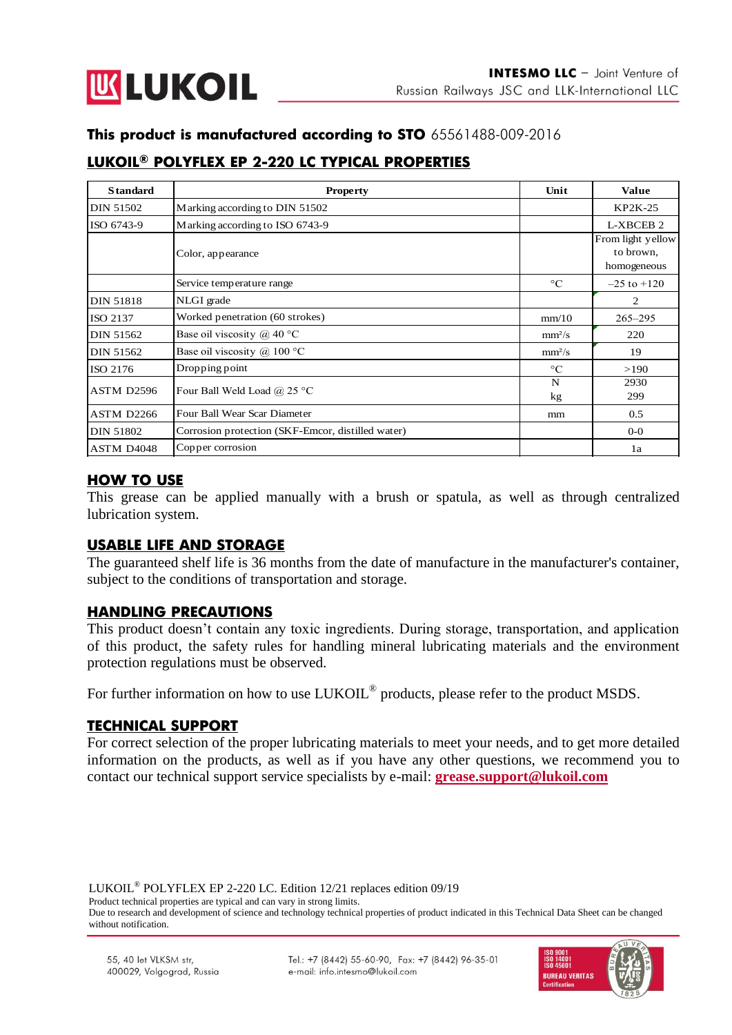**This product is manufactured according to STO** 65561488-009-2016

## LUKOIL® POLYFLEX EP 2-220 LC TYPICAL PROPERTIES

| Standard | Property | Unit | Value |
|---|---|---|---|
| DIN 51502 | Marking according to DIN 51502 | | KP2K-25 |
| ISO 6743-9 | Marking according to ISO 6743-9 | | L-XBCEB 2 |
| | Color, appearance | | From light yellow to brown, homogeneous |
| | Service temperature range | °C | –25 to +120 |
| DIN 51818 | NLGI grade | | 2 |
| ISO 2137 | Worked penetration (60 strokes) | mm/10 | 265–295 |
| DIN 51562 | Base oil viscosity @ 40 °C | $mm^2/s$ | 220 |
| DIN 51562 | Base oil viscosity @ 100 °C | $mm^2/s$ | 19 |
| ISO 2176 | Dropping point | °C | >190 |
| ASTM D2596 | Four Ball Weld Load @ 25 °C | N<br>kg | 2930<br>299 |
| ASTM D2266 | Four Ball Wear Scar Diameter | mm | 0.5 |
| DIN 51802 | Corrosion protection (SKF-Emcor, distilled water) | | 0-0 |
| ASTM D4048 | Copper corrosion | | 1a |

## HOW TO USE

This grease can be applied manually with a brush or spatula, as well as through centralized lubrication system.

## USABLE LIFE AND STORAGE

The guaranteed shelf life is 36 months from the date of manufacture in the manufacturer's container, subject to the conditions of transportation and storage.

## HANDLING PRECAUTIONS

This product doesn't contain any toxic ingredients. During storage, transportation, and application of this product, the safety rules for handling mineral lubricating materials and the environment protection regulations must be observed.

For further information on how to use LUKOIL® products, please refer to the product MSDS.

## TECHNICAL SUPPORT

For correct selection of the proper lubricating materials to meet your needs, and to get more detailed information on the products, as well as if you have any other questions, we recommend you to contact our technical support service specialists by e-mail: **grease.support@lukoil.com**

LUKOIL® POLYFLEX EP 2-220 LC. Edition 12/21 replaces edition 09/19

Product technical properties are typical and can vary in strong limits.

Due to research and development of science and technology technical properties of product indicated in this Technical Data Sheet can be changed without notification.